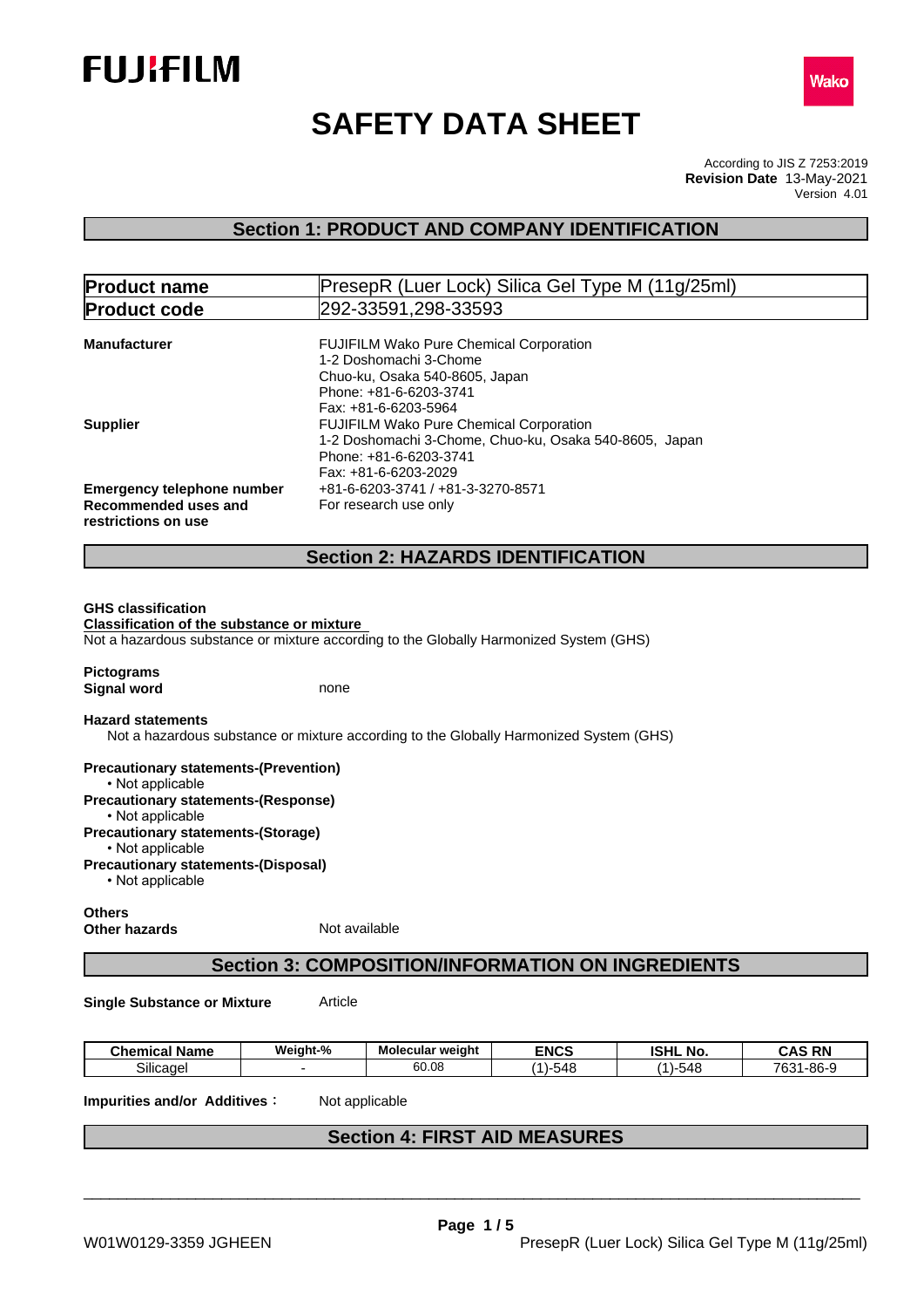FUJIFILM

Wako

# SAFETY DATA SHEET

According to JIS Z 7253:2019
**Revision Date** 13-May-2021
Version 4.01

## Section 1: PRODUCT AND COMPANY IDENTIFICATION

| **Product name** | PresepR (Luer Lock) Silica Gel Type M (11g/25ml) |
|---|---|
| **Product code** | 292-33591,298-33593 |

**Manufacturer**
FUJIFILM Wako Pure Chemical Corporation
1-2 Doshomachi 3-Chome
Chuo-ku, Osaka 540-8605, Japan
Phone: +81-6-6203-3741
Fax: +81-6-6203-5964

**Supplier**
FUJIFILM Wako Pure Chemical Corporation
1-2 Doshomachi 3-Chome, Chuo-ku, Osaka 540-8605, Japan
Phone: +81-6-6203-3741
Fax: +81-6-6203-2029

**Emergency telephone number** +81-6-6203-3741 / +81-3-3270-8571

**Recommended uses and restrictions on use** For research use only

## Section 2: HAZARDS IDENTIFICATION

**GHS classification**

**Classification of the substance or mixture**

Not a hazardous substance or mixture according to the Globally Harmonized System (GHS)

**Pictograms**

**Signal word** none

**Hazard statements**

Not a hazardous substance or mixture according to the Globally Harmonized System (GHS)

**Precautionary statements-(Prevention)**
- Not applicable

**Precautionary statements-(Response)**
- Not applicable

**Precautionary statements-(Storage)**
- Not applicable

**Precautionary statements-(Disposal)**
- Not applicable

**Others**

**Other hazards** Not available

## Section 3: COMPOSITION/INFORMATION ON INGREDIENTS

**Single Substance or Mixture** Article

| Chemical Name | Weight-% | Molecular weight | ENCS | ISHL No. | CAS RN |
|---|---|---|---|---|---|
| Silicagel | - | 60.08 | (1)-548 | (1)-548 | 7631-86-9 |

**Impurities and/or Additives :** Not applicable

## Section 4: FIRST AID MEASURES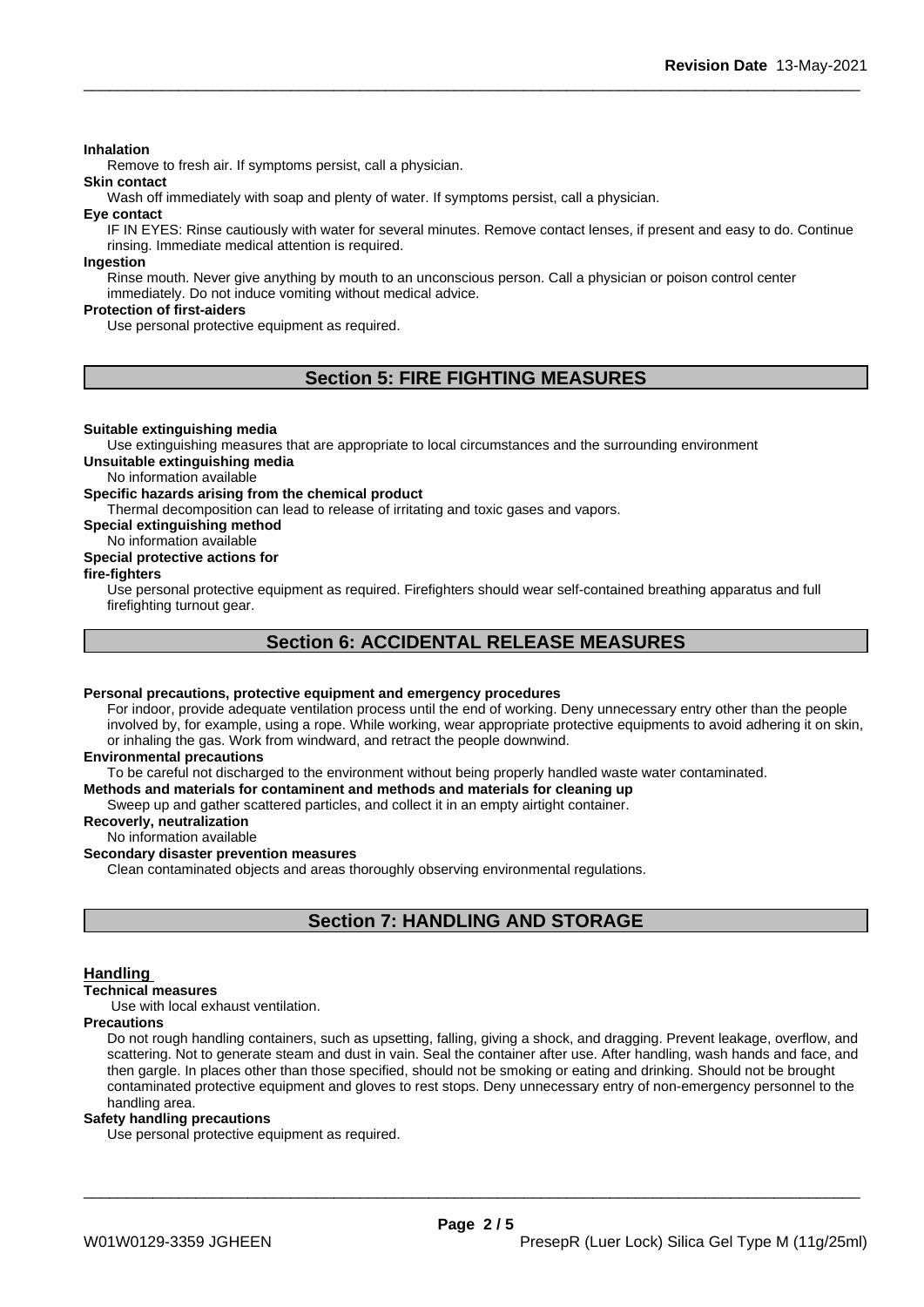**Inhalation**

Remove to fresh air. If symptoms persist, call a physician.

**Skin contact**

Wash off immediately with soap and plenty of water. If symptoms persist, call a physician.

**Eye contact**

IF IN EYES: Rinse cautiously with water for several minutes. Remove contact lenses, if present and easy to do. Continue rinsing. Immediate medical attention is required.

**Ingestion**

Rinse mouth. Never give anything by mouth to an unconscious person. Call a physician or poison control center immediately. Do not induce vomiting without medical advice.

**Protection of first-aiders**

Use personal protective equipment as required.

## Section 5: FIRE FIGHTING MEASURES

**Suitable extinguishing media**

Use extinguishing measures that are appropriate to local circumstances and the surrounding environment

**Unsuitable extinguishing media**

No information available

**Specific hazards arising from the chemical product**

Thermal decomposition can lead to release of irritating and toxic gases and vapors.

**Special extinguishing method**

No information available

**Special protective actions for fire-fighters**

Use personal protective equipment as required. Firefighters should wear self-contained breathing apparatus and full firefighting turnout gear.

## Section 6: ACCIDENTAL RELEASE MEASURES

**Personal precautions, protective equipment and emergency procedures**

For indoor, provide adequate ventilation process until the end of working. Deny unnecessary entry other than the people involved by, for example, using a rope. While working, wear appropriate protective equipments to avoid adhering it on skin, or inhaling the gas. Work from windward, and retract the people downwind.

**Environmental precautions**

To be careful not discharged to the environment without being properly handled waste water contaminated.

**Methods and materials for contaminent and methods and materials for cleaning up**

Sweep up and gather scattered particles, and collect it in an empty airtight container.

**Recoverly, neutralization**

No information available

**Secondary disaster prevention measures**

Clean contaminated objects and areas thoroughly observing environmental regulations.

## Section 7: HANDLING AND STORAGE

### Handling

**Technical measures**

Use with local exhaust ventilation.

**Precautions**

Do not rough handling containers, such as upsetting, falling, giving a shock, and dragging. Prevent leakage, overflow, and scattering. Not to generate steam and dust in vain. Seal the container after use. After handling, wash hands and face, and then gargle. In places other than those specified, should not be smoking or eating and drinking. Should not be brought contaminated protective equipment and gloves to rest stops. Deny unnecessary entry of non-emergency personnel to the handling area.

**Safety handling precautions**

Use personal protective equipment as required.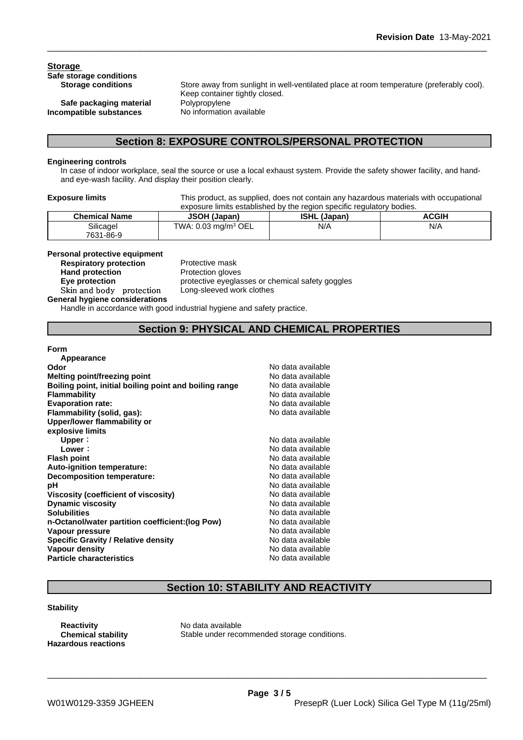**Storage**

**Safe storage conditions**

**Storage conditions** Store away from sunlight in well-ventilated place at room temperature (preferably cool). Keep container tightly closed.

**Safe packaging material** Polypropylene

**Incompatible substances** No information available

## Section 8: EXPOSURE CONTROLS/PERSONAL PROTECTION

**Engineering controls**

In case of indoor workplace, seal the source or use a local exhaust system. Provide the safety shower facility, and hand- and eye-wash facility. And display their position clearly.

**Exposure limits** This product, as supplied, does not contain any hazardous materials with occupational exposure limits established by the region specific regulatory bodies.

| Chemical Name | JSOH (Japan) | ISHL (Japan) | ACGIH |
|---|---|---|---|
| Silicagel 7631-86-9 | TWA: 0.03 mg/m$^3$ OEL | N/A | N/A |

**Personal protective equipment**

- **Respiratory protection**: Protective mask
- **Hand protection**: Protection gloves
- **Eye protection**: protective eyeglasses or chemical safety goggles
- **Skin and body protection**: Long-sleeved work clothes

**General hygiene considerations**

Handle in accordance with good industrial hygiene and safety practice.

## Section 9: PHYSICAL AND CHEMICAL PROPERTIES

**Form**

**Appearance**

| | |
|---|---|
| **Odor** | No data available |
| **Melting point/freezing point** | No data available |
| **Boiling point, initial boiling point and boiling range** | No data available |
| **Flammability** | No data available |
| **Evaporation rate:** | No data available |
| **Flammability (solid, gas):** | No data available |
| **Upper/lower flammability or explosive limits** | |
| **Upper**： | No data available |
| **Lower**： | No data available |
| **Flash point** | No data available |
| **Auto-ignition temperature:** | No data available |
| **Decomposition temperature:** | No data available |
| **pH** | No data available |
| **Viscosity (coefficient of viscosity)** | No data available |
| **Dynamic viscosity** | No data available |
| **Solubilities** | No data available |
| **n-Octanol/water partition coefficient:(log Pow)** | No data available |
| **Vapour pressure** | No data available |
| **Specific Gravity / Relative density** | No data available |
| **Vapour density** | No data available |
| **Particle characteristics** | No data available |

## Section 10: STABILITY AND REACTIVITY

**Stability**

**Reactivity** No data available

**Chemical stability** Stable under recommended storage conditions.

**Hazardous reactions**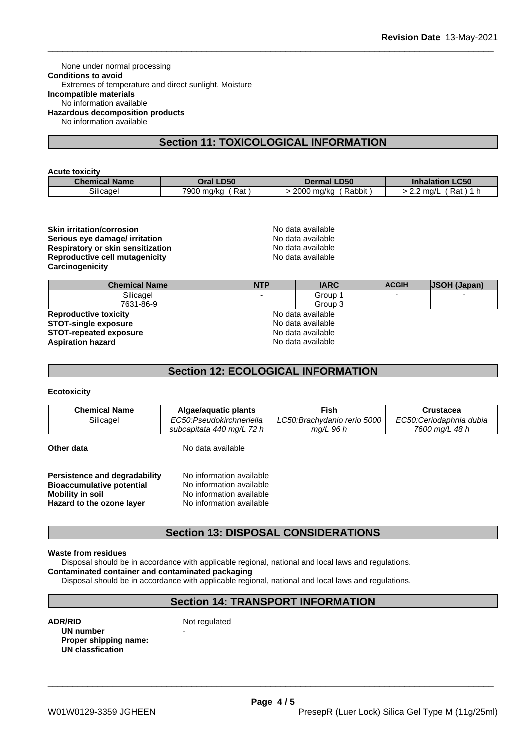None under normal processing

**Conditions to avoid**

Extremes of temperature and direct sunlight, Moisture

**Incompatible materials**

No information available

**Hazardous decomposition products**

No information available

## Section 11: TOXICOLOGICAL INFORMATION

**Acute toxicity**

| Chemical Name | Oral LD50 | Dermal LD50 | Inhalation LC50 |
|---|---|---|---|
| Silicagel | 7900 mg/kg ( Rat ) | > 2000 mg/kg ( Rabbit ) | > 2.2 mg/L ( Rat ) 1 h |

**Skin irritation/corrosion** No data available
**Serious eye damage/ irritation** No data available
**Respiratory or skin sensitization** No data available
**Reproductive cell mutagenicity** No data available
**Carcinogenicity**

| Chemical Name | NTP | IARC | ACGIH | JSOH (Japan) |
|---|---|---|---|---|
| Silicagel<br>7631-86-9 | - | Group 1<br>Group 3 | - | - |

**Reproductive toxicity** No data available
**STOT-single exposure** No data available
**STOT-repeated exposure** No data available
**Aspiration hazard** No data available

## Section 12: ECOLOGICAL INFORMATION

**Ecotoxicity**

| Chemical Name | Algae/aquatic plants | Fish | Crustacea |
|---|---|---|---|
| Silicagel | *EC50:Pseudokirchneriella subcapitata 440 mg/L 72 h* | *LC50:Brachydanio rerio 5000 mg/L 96 h* | *EC50:Ceriodaphnia dubia 7600 mg/L 48 h* |

**Other data** No data available

**Persistence and degradability** No information available
**Bioaccumulative potential** No information available
**Mobility in soil** No information available
**Hazard to the ozone layer** No information available

## Section 13: DISPOSAL CONSIDERATIONS

**Waste from residues**

Disposal should be in accordance with applicable regional, national and local laws and regulations.

**Contaminated container and contaminated packaging**

Disposal should be in accordance with applicable regional, national and local laws and regulations.

## Section 14: TRANSPORT INFORMATION

**ADR/RID** Not regulated

**UN number** -
**Proper shipping name:**
**UN classfication**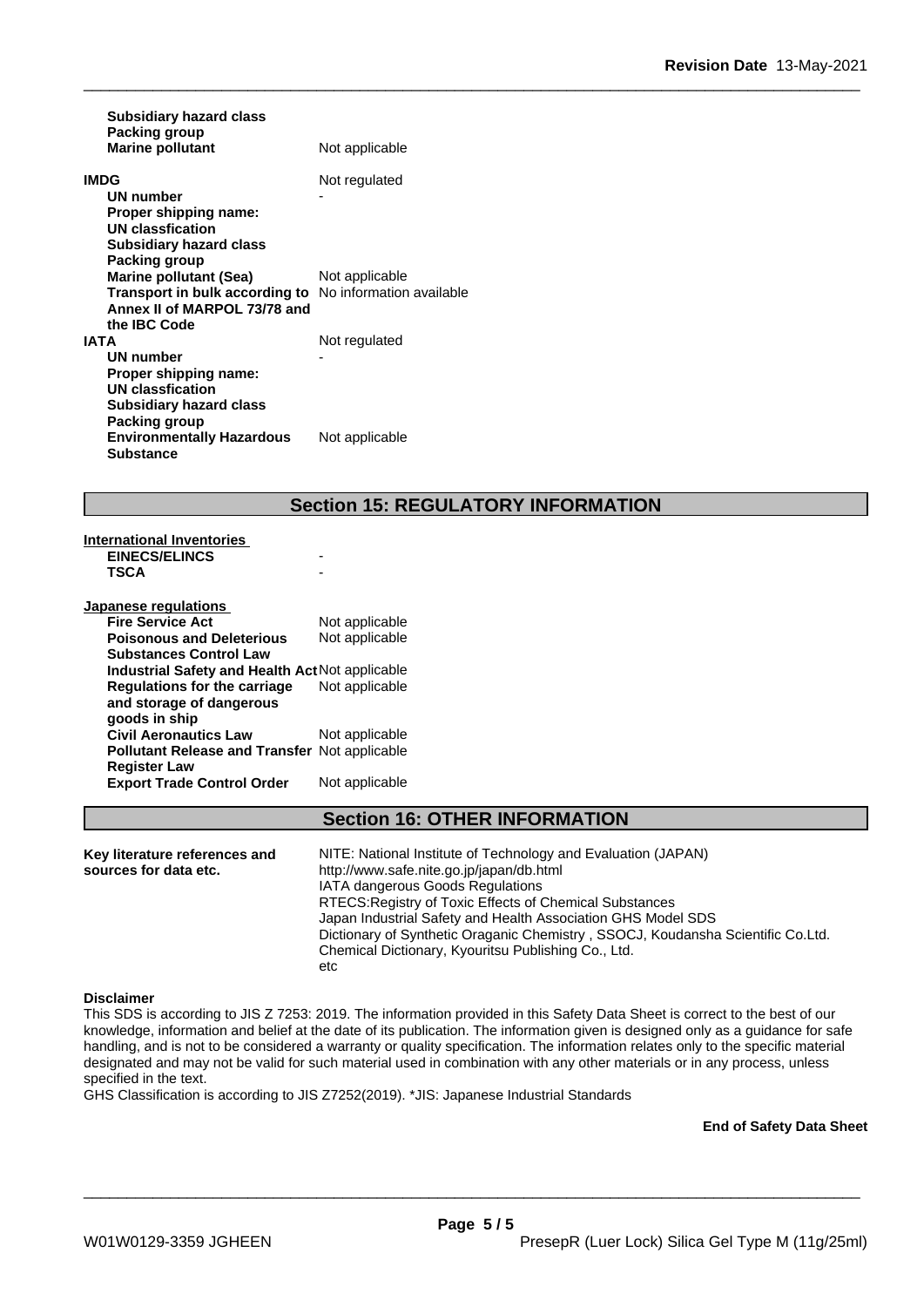| | |
|---|---|
| **Subsidiary hazard class** | |
| **Packing group** | |
| **Marine pollutant** | Not applicable |

| | |
|---|---|
| **IMDG** | Not regulated |
| **UN number** | - |
| **Proper shipping name:** | |
| **UN classfication** | |
| **Subsidiary hazard class** | |
| **Packing group** | |
| **Marine pollutant (Sea)** | Not applicable |
| **Transport in bulk according to Annex II of MARPOL 73/78 and the IBC Code** | No information available |
| **IATA** | Not regulated |
| **UN number** | - |
| **Proper shipping name:** | |
| **UN classfication** | |
| **Subsidiary hazard class** | |
| **Packing group** | |
| **Environmentally Hazardous Substance** | Not applicable |

## Section 15: REGULATORY INFORMATION

**International Inventories**

| | |
|---|---|
| **EINECS/ELINCS** | - |
| **TSCA** | - |

**Japanese regulations**

| | |
|---|---|
| **Fire Service Act** | Not applicable |
| **Poisonous and Deleterious Substances Control Law** | Not applicable |
| **Industrial Safety and Health Act** | Not applicable |
| **Regulations for the carriage and storage of dangerous goods in ship** | Not applicable |
| **Civil Aeronautics Law** | Not applicable |
| **Pollutant Release and Transfer Register Law** | Not applicable |
| **Export Trade Control Order** | Not applicable |

## Section 16: OTHER INFORMATION

**Key literature references and sources for data etc.**

NITE: National Institute of Technology and Evaluation (JAPAN)
http://www.safe.nite.go.jp/japan/db.html
IATA dangerous Goods Regulations
RTECS:Registry of Toxic Effects of Chemical Substances
Japan Industrial Safety and Health Association GHS Model SDS
Dictionary of Synthetic Oraganic Chemistry , SSOCJ, Koudansha Scientific Co.Ltd.
Chemical Dictionary, Kyouritsu Publishing Co., Ltd.
etc

**Disclaimer**

This SDS is according to JIS Z 7253: 2019. The information provided in this Safety Data Sheet is correct to the best of our knowledge, information and belief at the date of its publication. The information given is designed only as a guidance for safe handling, and is not to be considered a warranty or quality specification. The information relates only to the specific material designated and may not be valid for such material used in combination with any other materials or in any process, unless specified in the text.

GHS Classification is according to JIS Z7252(2019). *JIS: Japanese Industrial Standards

**End of Safety Data Sheet**